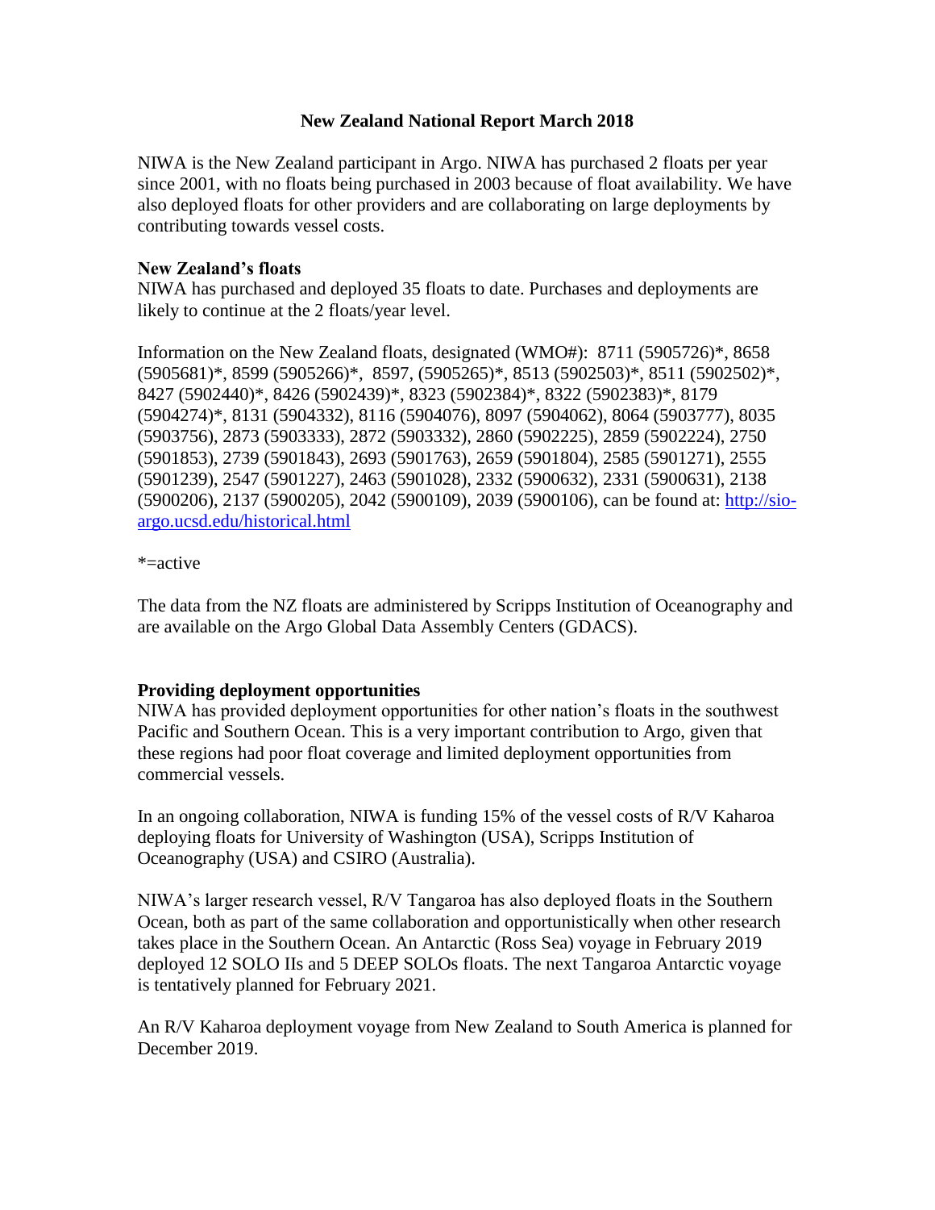# New Zealand National Report March 2018

NIWA is the New Zealand participant in Argo. NIWA has purchased 2 floats per year since 2001, with no floats being purchased in 2003 because of float availability. We have also deployed floats for other providers and are collaborating on large deployments by contributing towards vessel costs.

### New Zealand's floats

NIWA has purchased and deployed 35 floats to date. Purchases and deployments are likely to continue at the 2 floats/year level.

Information on the New Zealand floats, designated (WMO#): 8711 (5905726)*, 8658 (5905681)*, 8599 (5905266)*, 8597, (5905265)*, 8513 (5902503)*, 8511 (5902502)*, 8427 (5902440)*, 8426 (5902439)*, 8323 (5902384)*, 8322 (5902383)*, 8179 (5904274)*, 8131 (5904332), 8116 (5904076), 8097 (5904062), 8064 (5903777), 8035 (5903756), 2873 (5903333), 2872 (5903332), 2860 (5902225), 2859 (5902224), 2750 (5901853), 2739 (5901843), 2693 (5901763), 2659 (5901804), 2585 (5901271), 2555 (5901239), 2547 (5901227), 2463 (5901028), 2332 (5900632), 2331 (5900631), 2138 (5900206), 2137 (5900205), 2042 (5900109), 2039 (5900106), can be found at: [http://sio-argo.ucsd.edu/historical.html](http://sio-argo.ucsd.edu/historical.html)

*=active

The data from the NZ floats are administered by Scripps Institution of Oceanography and are available on the Argo Global Data Assembly Centers (GDACS).

### Providing deployment opportunities

NIWA has provided deployment opportunities for other nation's floats in the southwest Pacific and Southern Ocean. This is a very important contribution to Argo, given that these regions had poor float coverage and limited deployment opportunities from commercial vessels.

In an ongoing collaboration, NIWA is funding 15% of the vessel costs of R/V Kaharoa deploying floats for University of Washington (USA), Scripps Institution of Oceanography (USA) and CSIRO (Australia).

NIWA's larger research vessel, R/V Tangaroa has also deployed floats in the Southern Ocean, both as part of the same collaboration and opportunistically when other research takes place in the Southern Ocean. An Antarctic (Ross Sea) voyage in February 2019 deployed 12 SOLO IIs and 5 DEEP SOLOs floats. The next Tangaroa Antarctic voyage is tentatively planned for February 2021.

An R/V Kaharoa deployment voyage from New Zealand to South America is planned for December 2019.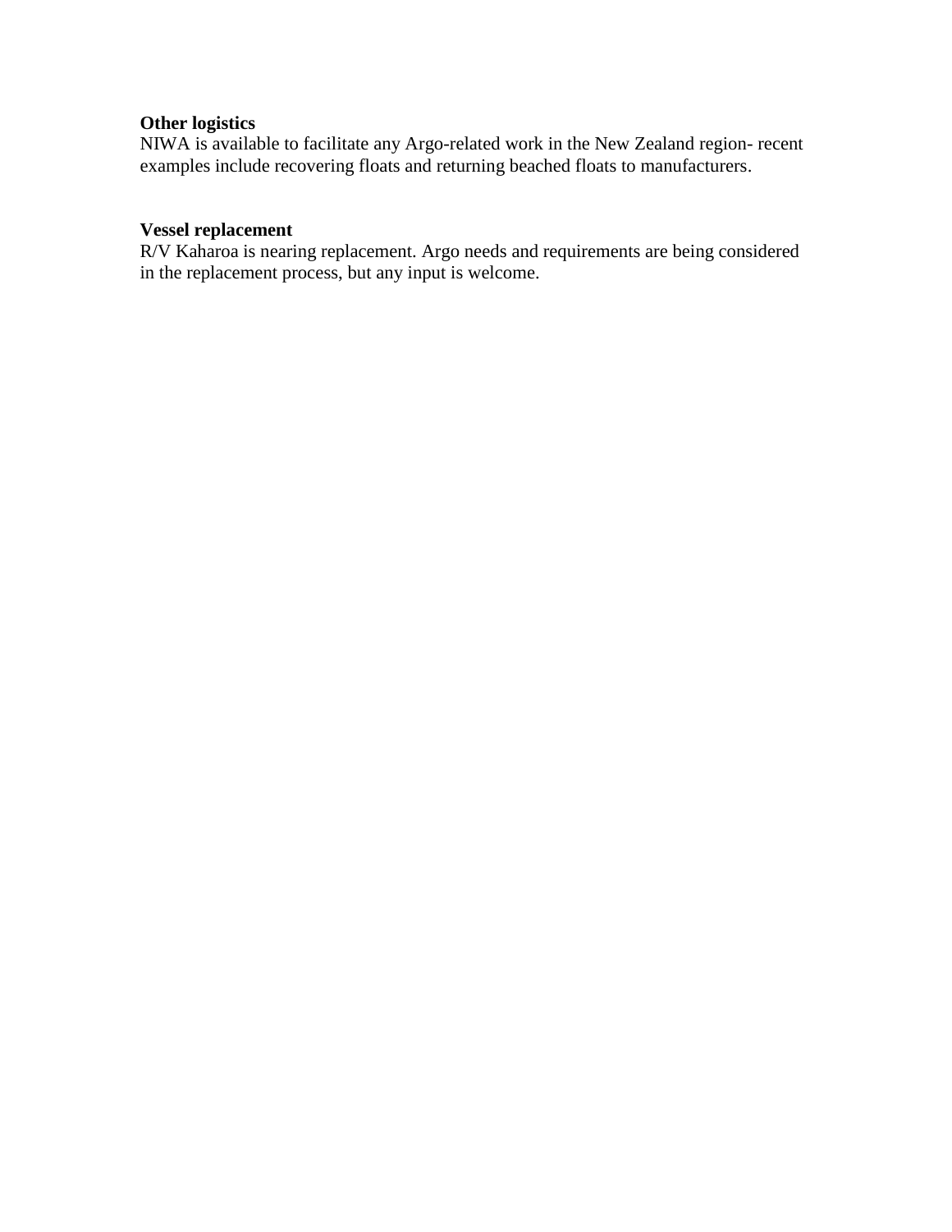**Other logistics**

NIWA is available to facilitate any Argo-related work in the New Zealand region- recent examples include recovering floats and returning beached floats to manufacturers.

**Vessel replacement**

R/V Kaharoa is nearing replacement. Argo needs and requirements are being considered in the replacement process, but any input is welcome.